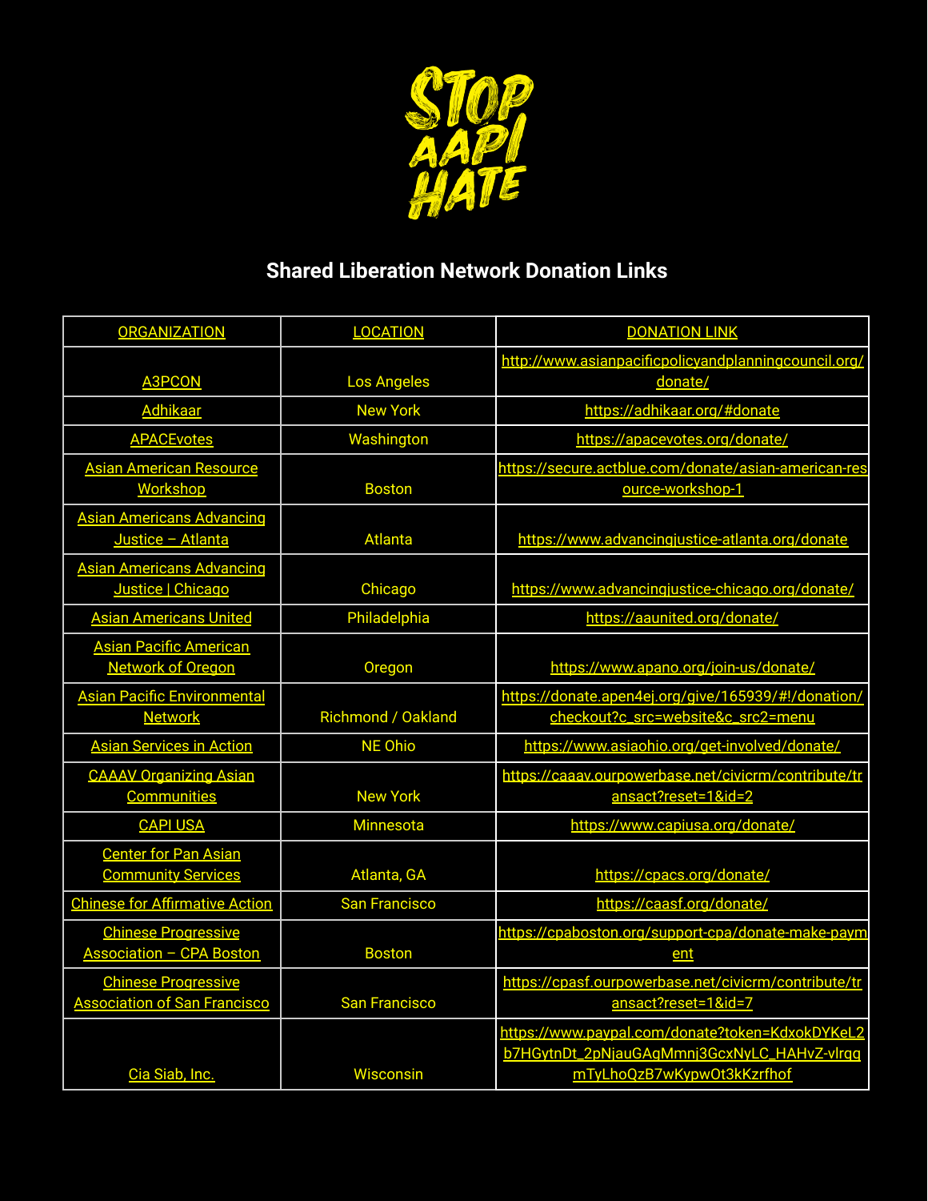# STOP AAPI HATE

## Shared Liberation Network Donation Links

| ORGANIZATION | LOCATION | DONATION LINK |
| --- | --- | --- |
| A3PCON | Los Angeles | http://www.asianpacificpolicyandplanningcouncil.org/donate/ |
| Adhikaar | New York | https://adhikaar.org/#donate |
| APACEvotes | Washington | https://apacevotes.org/donate/ |
| Asian American Resource Workshop | Boston | https://secure.actblue.com/donate/asian-american-resource-workshop-1 |
| Asian Americans Advancing Justice – Atlanta | Atlanta | https://www.advancingjustice-atlanta.org/donate |
| Asian Americans Advancing Justice \| Chicago | Chicago | https://www.advancingjustice-chicago.org/donate/ |
| Asian Americans United | Philadelphia | https://aaunited.org/donate/ |
| Asian Pacific American Network of Oregon | Oregon | https://www.apano.org/join-us/donate/ |
| Asian Pacific Environmental Network | Richmond / Oakland | https://donate.apen4ej.org/give/165939/#!/donation/checkout?c_src=website&c_src2=menu |
| Asian Services in Action | NE Ohio | https://www.asiaohio.org/get-involved/donate/ |
| CAAAV Organizing Asian Communities | New York | https://caaav.ourpowerbase.net/civicrm/contribute/transact?reset=1&id=2 |
| CAPI USA | Minnesota | https://www.capiusa.org/donate/ |
| Center for Pan Asian Community Services | Atlanta, GA | https://cpacs.org/donate/ |
| Chinese for Affirmative Action | San Francisco | https://caasf.org/donate/ |
| Chinese Progressive Association – CPA Boston | Boston | https://cpaboston.org/support-cpa/donate-make-payment |
| Chinese Progressive Association of San Francisco | San Francisco | https://cpasf.ourpowerbase.net/civicrm/contribute/transact?reset=1&id=7 |
| Cia Siab, Inc. | Wisconsin | https://www.paypal.com/donate?token=KdxokDYKeL2b7HGytnDt_2pNjauGAgMmnj3GcxNyLC_HAHvZ-vlrqqmTyLhoQzB7wKypwOt3kKzrfhof |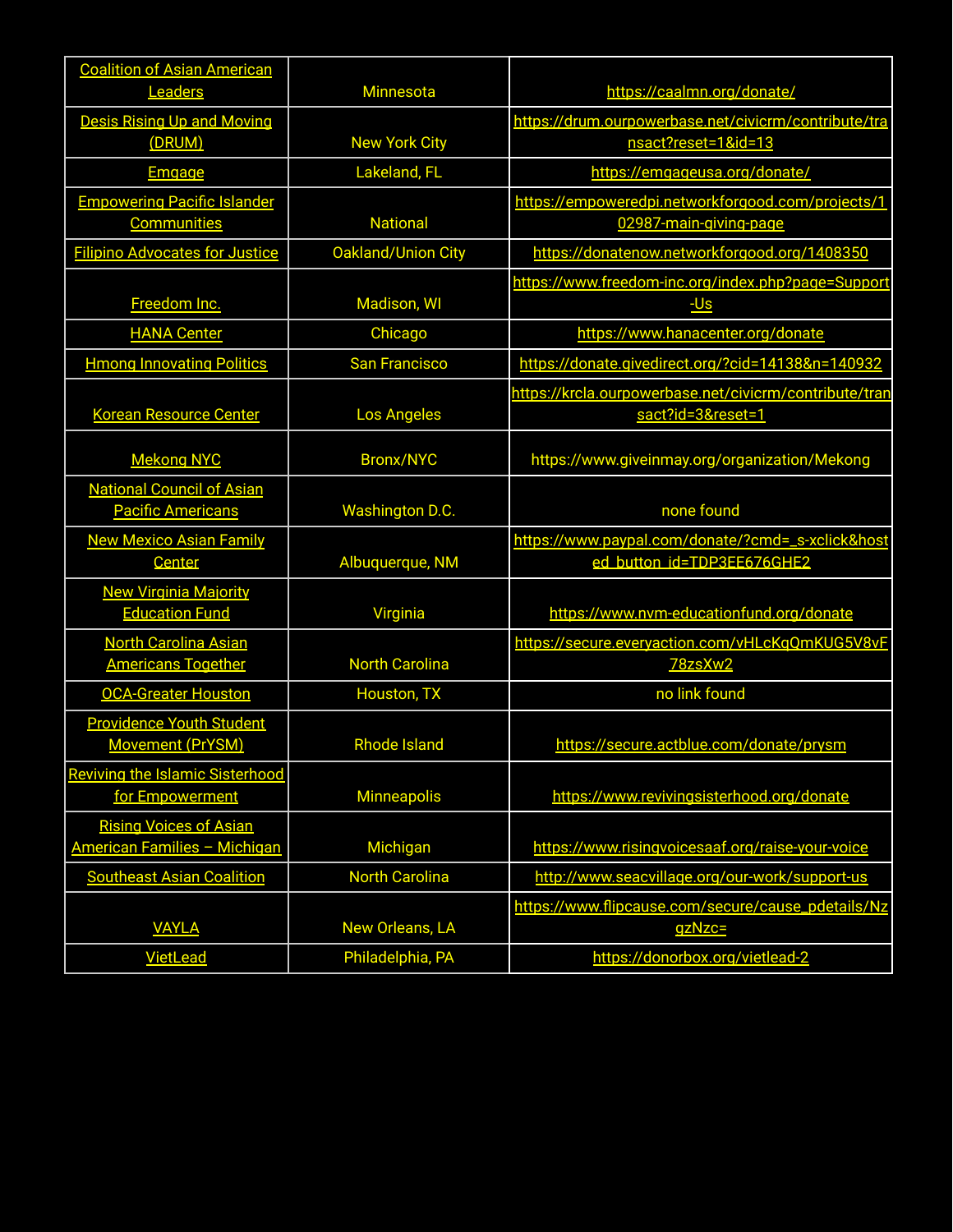| | | |
|---|---|---|
| Coalition of Asian American Leaders | Minnesota | https://caalmn.org/donate/ |
| Desis Rising Up and Moving (DRUM) | New York City | https://drum.ourpowerbase.net/civicrm/contribute/transact?reset=1&id=13 |
| Emgage | Lakeland, FL | https://emgageusa.org/donate/ |
| Empowering Pacific Islander Communities | National | https://empoweredpi.networkforgood.com/projects/102987-main-giving-page |
| Filipino Advocates for Justice | Oakland/Union City | https://donatenow.networkforgood.org/1408350 |
| Freedom Inc. | Madison, WI | https://www.freedom-inc.org/index.php?page=Support-Us |
| HANA Center | Chicago | https://www.hanacenter.org/donate |
| Hmong Innovating Politics | San Francisco | https://donate.givedirect.org/?cid=14138&n=140932 |
| Korean Resource Center | Los Angeles | https://krcla.ourpowerbase.net/civicrm/contribute/transact?id=3&reset=1 |
| Mekong NYC | Bronx/NYC | https://www.giveinmay.org/organization/Mekong |
| National Council of Asian Pacific Americans | Washington D.C. | none found |
| New Mexico Asian Family Center | Albuquerque, NM | https://www.paypal.com/donate/?cmd=_s-xclick&hosted_button_id=TDP3EE676GHE2 |
| New Virginia Majority Education Fund | Virginia | https://www.nvm-educationfund.org/donate |
| North Carolina Asian Americans Together | North Carolina | https://secure.everyaction.com/vHLcKqQmKUG5V8vF78zsXw2 |
| OCA-Greater Houston | Houston, TX | no link found |
| Providence Youth Student Movement (PrYSM) | Rhode Island | https://secure.actblue.com/donate/prysm |
| Reviving the Islamic Sisterhood for Empowerment | Minneapolis | https://www.revivingsisterhood.org/donate |
| Rising Voices of Asian American Families – Michigan | Michigan | https://www.risingvoicesaaf.org/raise-your-voice |
| Southeast Asian Coalition | North Carolina | http://www.seacvillage.org/our-work/support-us |
| VAYLA | New Orleans, LA | https://www.flipcause.com/secure/cause_pdetails/NzgzNzc= |
| VietLead | Philadelphia, PA | https://donorbox.org/vietlead-2 |